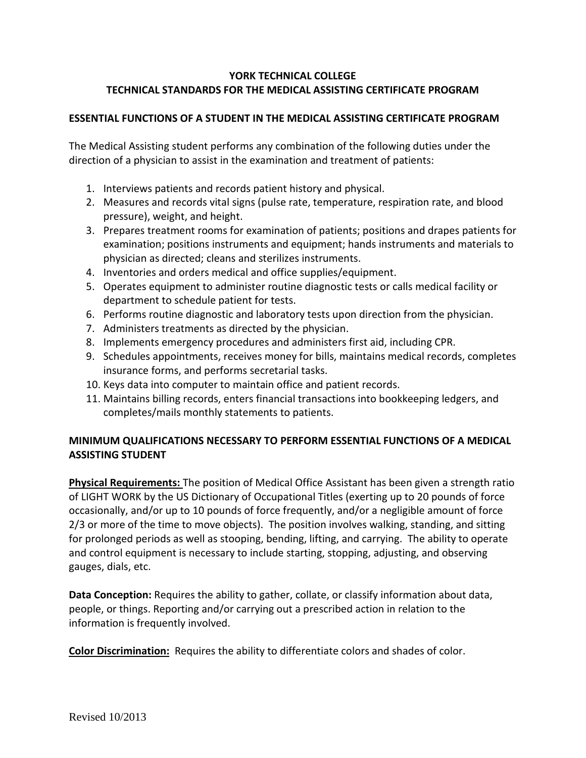# YORK TECHNICAL COLLEGE
# TECHNICAL STANDARDS FOR THE MEDICAL ASSISTING CERTIFICATE PROGRAM

## ESSENTIAL FUNCTIONS OF A STUDENT IN THE MEDICAL ASSISTING CERTIFICATE PROGRAM

The Medical Assisting student performs any combination of the following duties under the direction of a physician to assist in the examination and treatment of patients:

1. Interviews patients and records patient history and physical.
2. Measures and records vital signs (pulse rate, temperature, respiration rate, and blood pressure), weight, and height.
3. Prepares treatment rooms for examination of patients; positions and drapes patients for examination; positions instruments and equipment; hands instruments and materials to physician as directed; cleans and sterilizes instruments.
4. Inventories and orders medical and office supplies/equipment.
5. Operates equipment to administer routine diagnostic tests or calls medical facility or department to schedule patient for tests.
6. Performs routine diagnostic and laboratory tests upon direction from the physician.
7. Administers treatments as directed by the physician.
8. Implements emergency procedures and administers first aid, including CPR.
9. Schedules appointments, receives money for bills, maintains medical records, completes insurance forms, and performs secretarial tasks.
10. Keys data into computer to maintain office and patient records.
11. Maintains billing records, enters financial transactions into bookkeeping ledgers, and completes/mails monthly statements to patients.

## MINIMUM QUALIFICATIONS NECESSARY TO PERFORM ESSENTIAL FUNCTIONS OF A MEDICAL ASSISTING STUDENT

**Physical Requirements:** The position of Medical Office Assistant has been given a strength ratio of LIGHT WORK by the US Dictionary of Occupational Titles (exerting up to 20 pounds of force occasionally, and/or up to 10 pounds of force frequently, and/or a negligible amount of force 2/3 or more of the time to move objects). The position involves walking, standing, and sitting for prolonged periods as well as stooping, bending, lifting, and carrying. The ability to operate and control equipment is necessary to include starting, stopping, adjusting, and observing gauges, dials, etc.

**Data Conception:** Requires the ability to gather, collate, or classify information about data, people, or things. Reporting and/or carrying out a prescribed action in relation to the information is frequently involved.

**Color Discrimination:** Requires the ability to differentiate colors and shades of color.

Revised 10/2013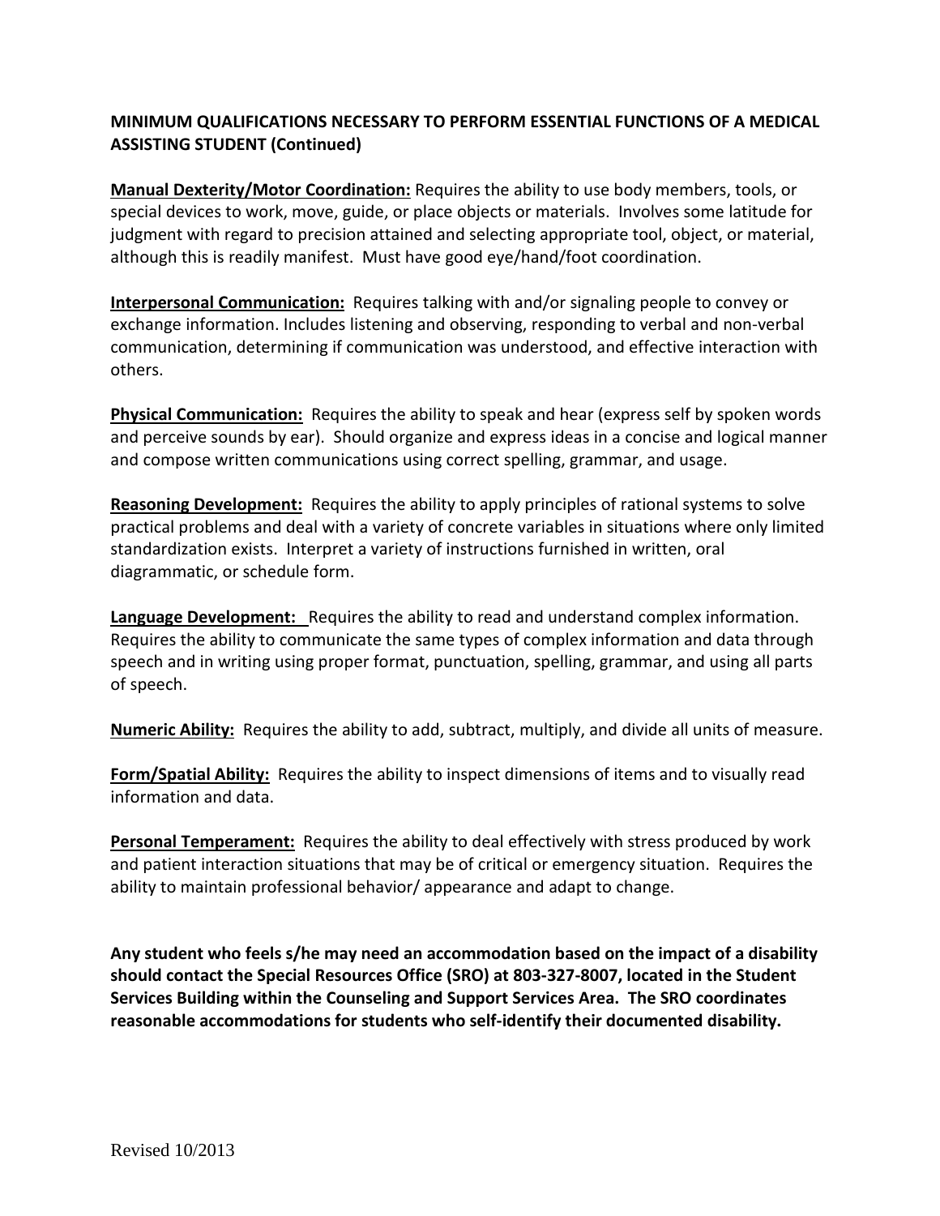**MINIMUM QUALIFICATIONS NECESSARY TO PERFORM ESSENTIAL FUNCTIONS OF A MEDICAL ASSISTING STUDENT (Continued)**

**Manual Dexterity/Motor Coordination:** Requires the ability to use body members, tools, or special devices to work, move, guide, or place objects or materials. Involves some latitude for judgment with regard to precision attained and selecting appropriate tool, object, or material, although this is readily manifest. Must have good eye/hand/foot coordination.

**Interpersonal Communication:** Requires talking with and/or signaling people to convey or exchange information. Includes listening and observing, responding to verbal and non-verbal communication, determining if communication was understood, and effective interaction with others.

**Physical Communication:** Requires the ability to speak and hear (express self by spoken words and perceive sounds by ear). Should organize and express ideas in a concise and logical manner and compose written communications using correct spelling, grammar, and usage.

**Reasoning Development:** Requires the ability to apply principles of rational systems to solve practical problems and deal with a variety of concrete variables in situations where only limited standardization exists. Interpret a variety of instructions furnished in written, oral diagrammatic, or schedule form.

**Language Development:** Requires the ability to read and understand complex information. Requires the ability to communicate the same types of complex information and data through speech and in writing using proper format, punctuation, spelling, grammar, and using all parts of speech.

**Numeric Ability:** Requires the ability to add, subtract, multiply, and divide all units of measure.

**Form/Spatial Ability:** Requires the ability to inspect dimensions of items and to visually read information and data.

**Personal Temperament:** Requires the ability to deal effectively with stress produced by work and patient interaction situations that may be of critical or emergency situation. Requires the ability to maintain professional behavior/ appearance and adapt to change.

**Any student who feels s/he may need an accommodation based on the impact of a disability should contact the Special Resources Office (SRO) at 803-327-8007, located in the Student Services Building within the Counseling and Support Services Area. The SRO coordinates reasonable accommodations for students who self-identify their documented disability.**

Revised 10/2013